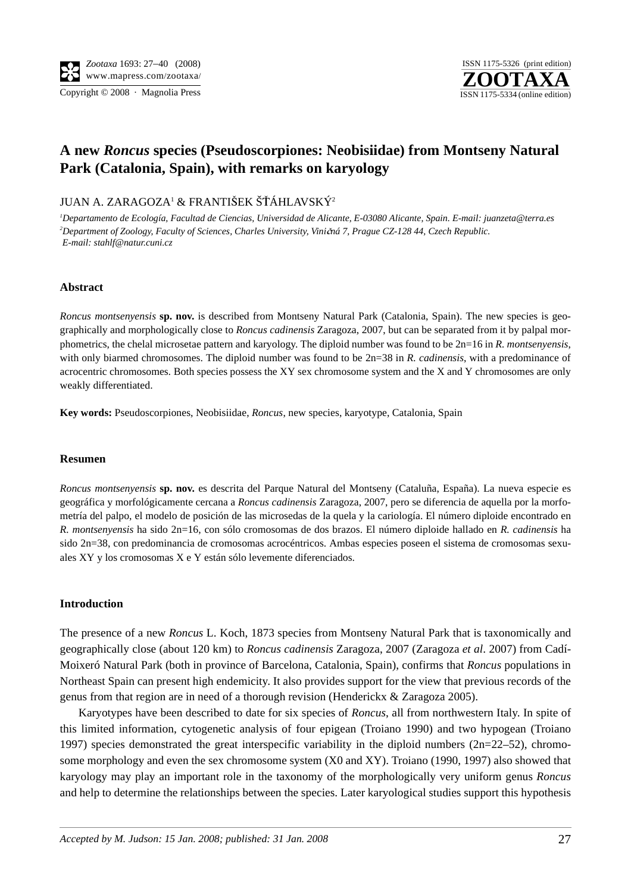# A new *Roncus* species (Pseudoscorpiones: Neobisiidae) from Montseny Natural Park (Catalonia, Spain), with remarks on karyology

JUAN A. ZARAGOZA[1] & FRANTIŠEK ŠŤÁHLAVSKÝ[2]

[1] *Departamento de Ecología, Facultad de Ciencias, Universidad de Alicante, E-03080 Alicante, Spain. E-mail: juanzeta@terra.es*
[2] *Department of Zoology, Faculty of Sciences, Charles University, Viničná 7, Prague CZ-128 44, Czech Republic. E-mail: stahlf@natur.cuni.cz*

### Abstract

*Roncus montsenyensis* **sp. nov.** is described from Montseny Natural Park (Catalonia, Spain). The new species is geographically and morphologically close to *Roncus cadinensis* Zaragoza, 2007, but can be separated from it by palpal morphometrics, the chelal microsetae pattern and karyology. The diploid number was found to be 2n=16 in *R. montsenyensis*, with only biarmed chromosomes. The diploid number was found to be 2n=38 in *R. cadinensis*, with a predominance of acrocentric chromosomes. Both species possess the XY sex chromosome system and the X and Y chromosomes are only weakly differentiated.

**Key words:** Pseudoscorpiones, Neobisiidae, *Roncus*, new species, karyotype, Catalonia, Spain

### Resumen

*Roncus montsenyensis* **sp. nov.** es descrita del Parque Natural del Montseny (Cataluña, España). La nueva especie es geográfica y morfológicamente cercana a *Roncus cadinensis* Zaragoza, 2007, pero se diferencia de aquella por la morfometría del palpo, el modelo de posición de las microsedas de la quela y la cariología. El número diploide encontrado en *R. montsenyensis* ha sido 2n=16, con sólo cromosomas de dos brazos. El número diploide hallado en *R. cadinensis* ha sido 2n=38, con predominancia de cromosomas acrocéntricos. Ambas especies poseen el sistema de cromosomas sexuales XY y los cromosomas X e Y están sólo levemente diferenciados.

### Introduction

The presence of a new *Roncus* L. Koch, 1873 species from Montseny Natural Park that is taxonomically and geographically close (about 120 km) to *Roncus cadinensis* Zaragoza, 2007 (Zaragoza *et al*. 2007) from Cadí-Moixeró Natural Park (both in province of Barcelona, Catalonia, Spain), confirms that *Roncus* populations in Northeast Spain can present high endemicity. It also provides support for the view that previous records of the genus from that region are in need of a thorough revision (Henderickx & Zaragoza 2005).

Karyotypes have been described to date for six species of *Roncus*, all from northwestern Italy. In spite of this limited information, cytogenetic analysis of four epigean (Troiano 1990) and two hypogean (Troiano 1997) species demonstrated the great interspecific variability in the diploid numbers (2n=22–52), chromosome morphology and even the sex chromosome system (X0 and XY). Troiano (1990, 1997) also showed that karyology may play an important role in the taxonomy of the morphologically very uniform genus *Roncus* and help to determine the relationships between the species. Later karyological studies support this hypothesis

*Accepted by M. Judson: 15 Jan. 2008; published: 31 Jan. 2008*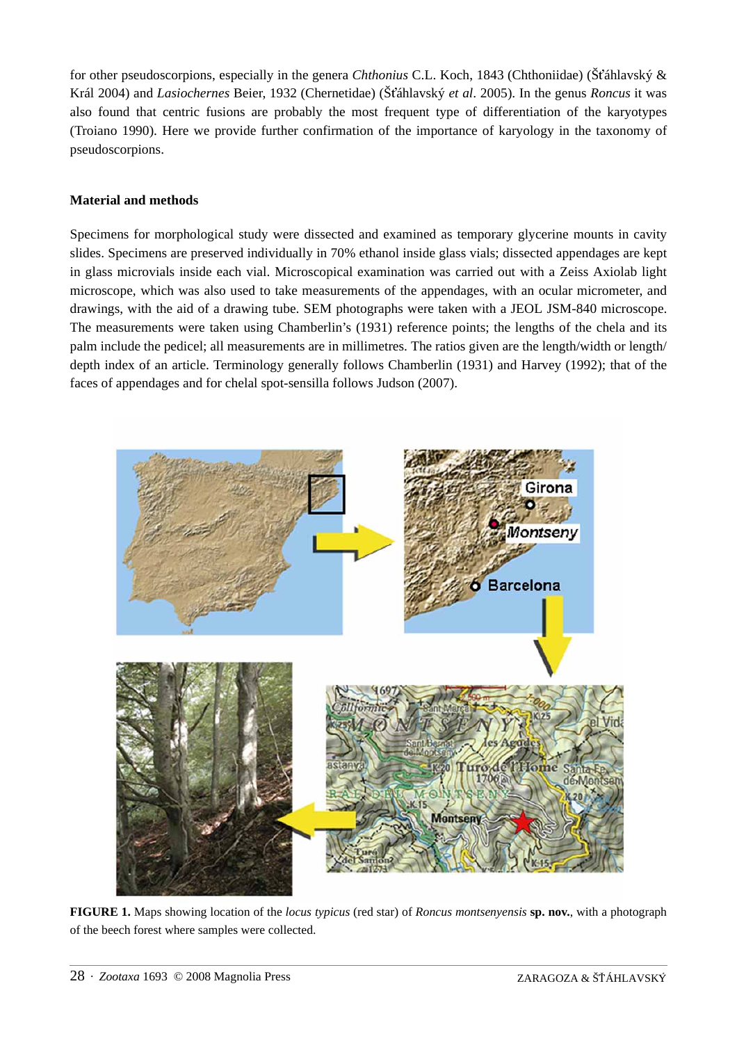for other pseudoscorpions, especially in the genera *Chthonius* C.L. Koch, 1843 (Chthoniidae) (Šťáhlavský & Král 2004) and *Lasiochernes* Beier, 1932 (Chernetidae) (Šťáhlavský *et al*. 2005). In the genus *Roncus* it was also found that centric fusions are probably the most frequent type of differentiation of the karyotypes (Troiano 1990). Here we provide further confirmation of the importance of karyology in the taxonomy of pseudoscorpions.

## Material and methods

Specimens for morphological study were dissected and examined as temporary glycerine mounts in cavity slides. Specimens are preserved individually in 70% ethanol inside glass vials; dissected appendages are kept in glass microvials inside each vial. Microscopical examination was carried out with a Zeiss Axiolab light microscope, which was also used to take measurements of the appendages, with an ocular micrometer, and drawings, with the aid of a drawing tube. SEM photographs were taken with a JEOL JSM-840 microscope. The measurements were taken using Chamberlin's (1931) reference points; the lengths of the chela and its palm include the pedicel; all measurements are in millimetres. The ratios given are the length/width or length/depth index of an article. Terminology generally follows Chamberlin (1931) and Harvey (1992); that of the faces of appendages and for chelal spot-sensilla follows Judson (2007).

**FIGURE 1.** Maps showing location of the *locus typicus* (red star) of *Roncus montsenyensis* **sp. nov.**, with a photograph of the beech forest where samples were collected.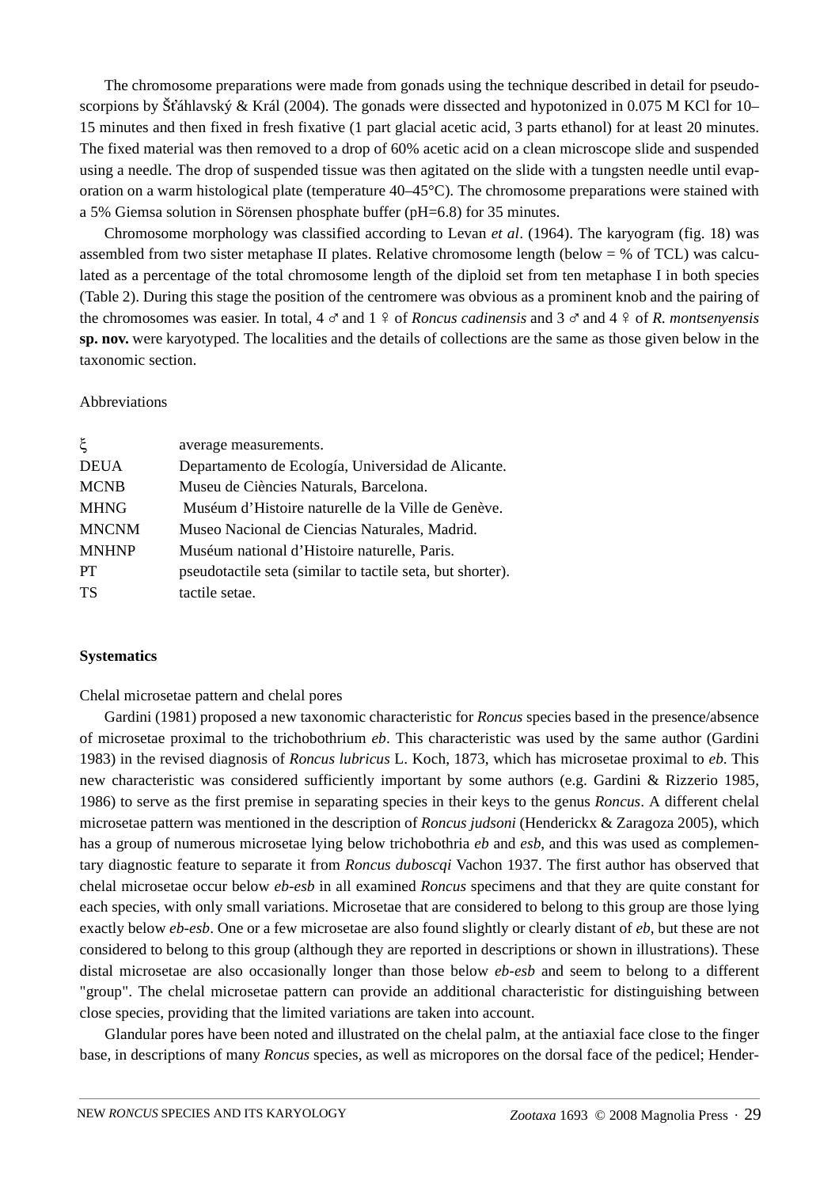The chromosome preparations were made from gonads using the technique described in detail for pseudoscorpions by Šťáhlavský & Král (2004). The gonads were dissected and hypotonized in 0.075 M KCl for 10–15 minutes and then fixed in fresh fixative (1 part glacial acetic acid, 3 parts ethanol) for at least 20 minutes. The fixed material was then removed to a drop of 60% acetic acid on a clean microscope slide and suspended using a needle. The drop of suspended tissue was then agitated on the slide with a tungsten needle until evaporation on a warm histological plate (temperature 40–45°C). The chromosome preparations were stained with a 5% Giemsa solution in Sörensen phosphate buffer (pH=6.8) for 35 minutes.

Chromosome morphology was classified according to Levan *et al*. (1964). The karyogram (fig. 18) was assembled from two sister metaphase II plates. Relative chromosome length (below = % of TCL) was calculated as a percentage of the total chromosome length of the diploid set from ten metaphase I in both species (Table 2). During this stage the position of the centromere was obvious as a prominent knob and the pairing of the chromosomes was easier. In total, 4 ♂ and 1 ♀ of *Roncus cadinensis* and 3 ♂ and 4 ♀ of *R. montsenyensis* **sp. nov.** were karyotyped. The localities and the details of collections are the same as those given below in the taxonomic section.

Abbreviations

| | |
|---|---|
| ξ | average measurements. |
| DEUA | Departamento de Ecología, Universidad de Alicante. |
| MCNB | Museu de Ciències Naturals, Barcelona. |
| MHNG | Muséum d'Histoire naturelle de la Ville de Genève. |
| MNCNM | Museo Nacional de Ciencias Naturales, Madrid. |
| MNHNP | Muséum national d'Histoire naturelle, Paris. |
| PT | pseudotactile seta (similar to tactile seta, but shorter). |
| TS | tactile setae. |

## Systematics

Chelal microsetae pattern and chelal pores

Gardini (1981) proposed a new taxonomic characteristic for *Roncus* species based in the presence/absence of microsetae proximal to the trichobothrium *eb*. This characteristic was used by the same author (Gardini 1983) in the revised diagnosis of *Roncus lubricus* L. Koch, 1873, which has microsetae proximal to *eb*. This new characteristic was considered sufficiently important by some authors (e.g. Gardini & Rizzerio 1985, 1986) to serve as the first premise in separating species in their keys to the genus *Roncus*. A different chelal microsetae pattern was mentioned in the description of *Roncus judsoni* (Henderickx & Zaragoza 2005), which has a group of numerous microsetae lying below trichobothria *eb* and *esb*, and this was used as complementary diagnostic feature to separate it from *Roncus duboscqi* Vachon 1937. The first author has observed that chelal microsetae occur below *eb-esb* in all examined *Roncus* specimens and that they are quite constant for each species, with only small variations. Microsetae that are considered to belong to this group are those lying exactly below *eb-esb*. One or a few microsetae are also found slightly or clearly distant of *eb*, but these are not considered to belong to this group (although they are reported in descriptions or shown in illustrations). These distal microsetae are also occasionally longer than those below *eb-esb* and seem to belong to a different "group". The chelal microsetae pattern can provide an additional characteristic for distinguishing between close species, providing that the limited variations are taken into account.

Glandular pores have been noted and illustrated on the chelal palm, at the antiaxial face close to the finger base, in descriptions of many *Roncus* species, as well as micropores on the dorsal face of the pedicel; Hender-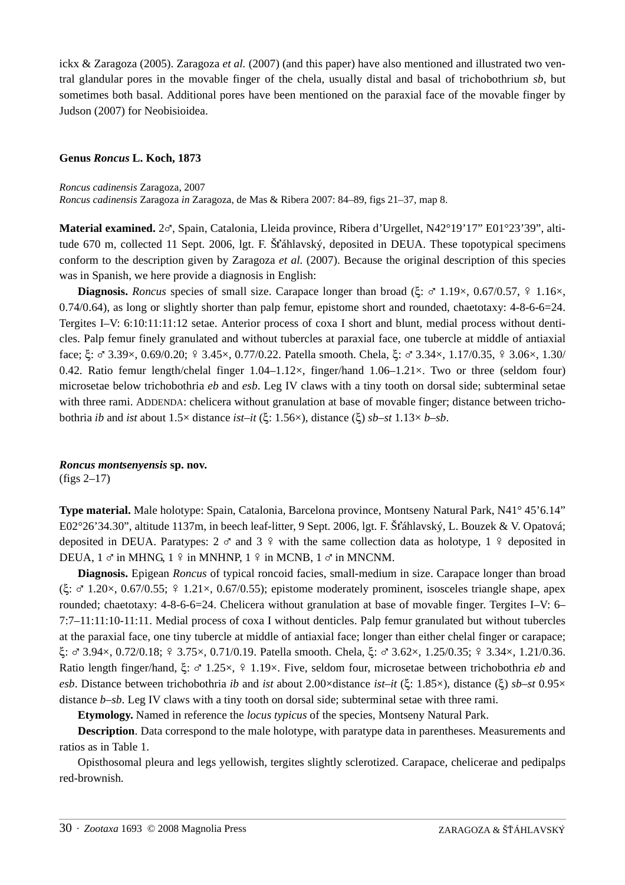ickx & Zaragoza (2005). Zaragoza *et al.* (2007) (and this paper) have also mentioned and illustrated two ventral glandular pores in the movable finger of the chela, usually distal and basal of trichobothrium *sb*, but sometimes both basal. Additional pores have been mentioned on the paraxial face of the movable finger by Judson (2007) for Neobisioidea.

### Genus *Roncus* L. Koch, 1873

*Roncus cadinensis* Zaragoza, 2007
*Roncus cadinensis* Zaragoza *in* Zaragoza, de Mas & Ribera 2007: 84–89, figs 21–37, map 8.

**Material examined.** 2♂, Spain, Catalonia, Lleida province, Ribera d'Urgellet, N42°19'17" E01°23'39", altitude 670 m, collected 11 Sept. 2006, lgt. F. Šťáhlavský, deposited in DEUA. These topotypical specimens conform to the description given by Zaragoza *et al.* (2007). Because the original description of this species was in Spanish, we here provide a diagnosis in English:

**Diagnosis.** *Roncus* species of small size. Carapace longer than broad (ξ: ♂ 1.19×, 0.67/0.57, ♀ 1.16×, 0.74/0.64), as long or slightly shorter than palp femur, epistome short and rounded, chaetotaxy: 4-8-6-6=24. Tergites I–V: 6:10:11:11:12 setae. Anterior process of coxa I short and blunt, medial process without denticles. Palp femur finely granulated and without tubercles at paraxial face, one tubercle at middle of antiaxial face; ξ: ♂ 3.39×, 0.69/0.20; ♀ 3.45×, 0.77/0.22. Patella smooth. Chela, ξ: ♂ 3.34×, 1.17/0.35, ♀ 3.06×, 1.30/0.42. Ratio femur length/chelal finger 1.04–1.12×, finger/hand 1.06–1.21×. Two or three (seldom four) microsetae below trichobothria *eb* and *esb*. Leg IV claws with a tiny tooth on dorsal side; subterminal setae with three rami. ADDENDA: chelicera without granulation at base of movable finger; distance between trichobothria *ib* and *ist* about 1.5× distance *ist–it* (ξ: 1.56×), distance (ξ) *sb–st* 1.13× *b–sb*.

### *Roncus montsenyensis* sp. nov.
(figs 2–17)

**Type material.** Male holotype: Spain, Catalonia, Barcelona province, Montseny Natural Park, N41° 45'6.14" E02°26'34.30", altitude 1137m, in beech leaf-litter, 9 Sept. 2006, lgt. F. Šťáhlavský, L. Bouzek & V. Opatová; deposited in DEUA. Paratypes: 2 ♂ and 3 ♀ with the same collection data as holotype, 1 ♀ deposited in DEUA, 1 ♂ in MHNG, 1 ♀ in MNHNP, 1 ♀ in MCNB, 1 ♂ in MNCNM.

**Diagnosis.** Epigean *Roncus* of typical roncoid facies, small-medium in size. Carapace longer than broad (ξ: ♂ 1.20×, 0.67/0.55; ♀ 1.21×, 0.67/0.55); epistome moderately prominent, isosceles triangle shape, apex rounded; chaetotaxy: 4-8-6-6=24. Chelicera without granulation at base of movable finger. Tergites I–V: 6–7:7–11:11:10-11:11. Medial process of coxa I without denticles. Palp femur granulated but without tubercles at the paraxial face, one tiny tubercle at middle of antiaxial face; longer than either chelal finger or carapace; ξ: ♂ 3.94×, 0.72/0.18; ♀ 3.75×, 0.71/0.19. Patella smooth. Chela, ξ: ♂ 3.62×, 1.25/0.35; ♀ 3.34×, 1.21/0.36. Ratio length finger/hand, ξ: ♂ 1.25×, ♀ 1.19×. Five, seldom four, microsetae between trichobothria *eb* and *esb*. Distance between trichobothria *ib* and *ist* about 2.00×distance *ist–it* (ξ: 1.85×), distance (ξ) *sb–st* 0.95× distance *b–sb*. Leg IV claws with a tiny tooth on dorsal side; subterminal setae with three rami.

**Etymology.** Named in reference the *locus typicus* of the species, Montseny Natural Park.

**Description**. Data correspond to the male holotype, with paratype data in parentheses. Measurements and ratios as in Table 1.

Opisthosomal pleura and legs yellowish, tergites slightly sclerotized. Carapace, chelicerae and pedipalps red-brownish.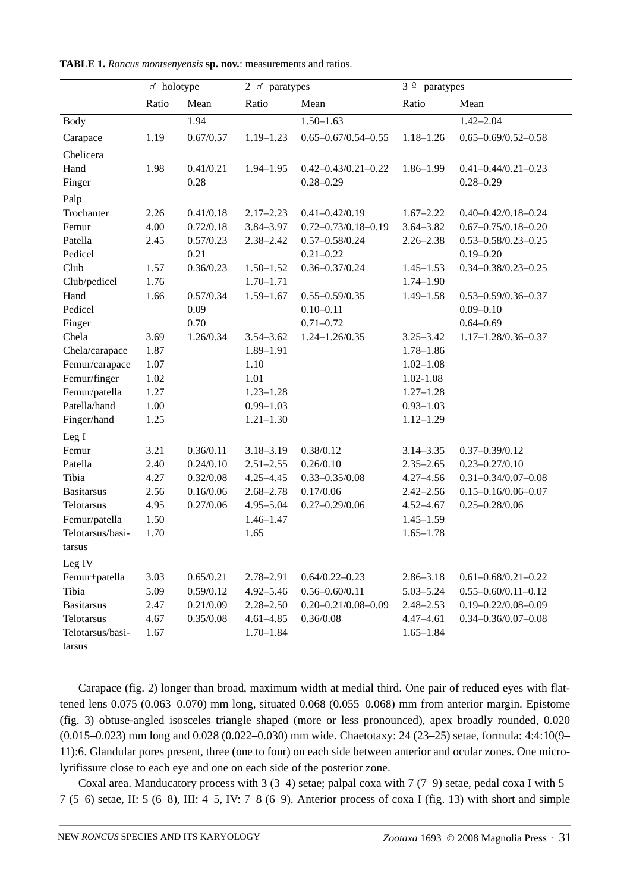**TABLE 1.** *Roncus montsenyensis* **sp. nov.**: measurements and ratios.

| | ♂ holotype | | 2 ♂ paratypes | | 3 ♀ paratypes | |
|---|---|---|---|---|---|---|
| | Ratio | Mean | Ratio | Mean | Ratio | Mean |
| Body | | 1.94 | | 1.50–1.63 | | 1.42–2.04 |
| Carapace | 1.19 | 0.67/0.57 | 1.19–1.23 | 0.65–0.67/0.54–0.55 | 1.18–1.26 | 0.65–0.69/0.52–0.58 |
| Chelicera | | | | | | |
| Hand | 1.98 | 0.41/0.21 | 1.94–1.95 | 0.42–0.43/0.21–0.22 | 1.86–1.99 | 0.41–0.44/0.21–0.23 |
| Finger | | 0.28 | | 0.28–0.29 | | 0.28–0.29 |
| Palp | | | | | | |
| Trochanter | 2.26 | 0.41/0.18 | 2.17–2.23 | 0.41–0.42/0.19 | 1.67–2.22 | 0.40–0.42/0.18–0.24 |
| Femur | 4.00 | 0.72/0.18 | 3.84–3.97 | 0.72–0.73/0.18–0.19 | 3.64–3.82 | 0.67–0.75/0.18–0.20 |
| Patella | 2.45 | 0.57/0.23 | 2.38–2.42 | 0.57–0.58/0.24 | 2.26–2.38 | 0.53–0.58/0.23–0.25 |
| Pedicel | | 0.21 | | 0.21–0.22 | | 0.19–0.20 |
| Club | 1.57 | 0.36/0.23 | 1.50–1.52 | 0.36–0.37/0.24 | 1.45–1.53 | 0.34–0.38/0.23–0.25 |
| Club/pedicel | 1.76 | | 1.70–1.71 | | 1.74–1.90 | |
| Hand | 1.66 | 0.57/0.34 | 1.59–1.67 | 0.55–0.59/0.35 | 1.49–1.58 | 0.53–0.59/0.36–0.37 |
| Pedicel | | 0.09 | | 0.10–0.11 | | 0.09–0.10 |
| Finger | | 0.70 | | 0.71–0.72 | | 0.64–0.69 |
| Chela | 3.69 | 1.26/0.34 | 3.54–3.62 | 1.24–1.26/0.35 | 3.25–3.42 | 1.17–1.28/0.36–0.37 |
| Chela/carapace | 1.87 | | 1.89–1.91 | | 1.78–1.86 | |
| Femur/carapace | 1.07 | | 1.10 | | 1.02–1.08 | |
| Femur/finger | 1.02 | | 1.01 | | 1.02-1.08 | |
| Femur/patella | 1.27 | | 1.23–1.28 | | 1.27–1.28 | |
| Patella/hand | 1.00 | | 0.99–1.03 | | 0.93–1.03 | |
| Finger/hand | 1.25 | | 1.21–1.30 | | 1.12–1.29 | |
| Leg I | | | | | | |
| Femur | 3.21 | 0.36/0.11 | 3.18–3.19 | 0.38/0.12 | 3.14–3.35 | 0.37–0.39/0.12 |
| Patella | 2.40 | 0.24/0.10 | 2.51–2.55 | 0.26/0.10 | 2.35–2.65 | 0.23–0.27/0.10 |
| Tibia | 4.27 | 0.32/0.08 | 4.25–4.45 | 0.33–0.35/0.08 | 4.27–4.56 | 0.31–0.34/0.07–0.08 |
| Basitarsus | 2.56 | 0.16/0.06 | 2.68–2.78 | 0.17/0.06 | 2.42–2.56 | 0.15–0.16/0.06–0.07 |
| Telotarsus | 4.95 | 0.27/0.06 | 4.95–5.04 | 0.27–0.29/0.06 | 4.52–4.67 | 0.25–0.28/0.06 |
| Femur/patella | 1.50 | | 1.46–1.47 | | 1.45–1.59 | |
| Telotarsus/basitarsus | 1.70 | | 1.65 | | 1.65–1.78 | |
| Leg IV | | | | | | |
| Femur+patella | 3.03 | 0.65/0.21 | 2.78–2.91 | 0.64/0.22–0.23 | 2.86–3.18 | 0.61–0.68/0.21–0.22 |
| Tibia | 5.09 | 0.59/0.12 | 4.92–5.46 | 0.56–0.60/0.11 | 5.03–5.24 | 0.55–0.60/0.11–0.12 |
| Basitarsus | 2.47 | 0.21/0.09 | 2.28–2.50 | 0.20–0.21/0.08–0.09 | 2.48–2.53 | 0.19–0.22/0.08–0.09 |
| Telotarsus | 4.67 | 0.35/0.08 | 4.61–4.85 | 0.36/0.08 | 4.47–4.61 | 0.34–0.36/0.07–0.08 |
| Telotarsus/basitarsus | 1.67 | | 1.70–1.84 | | 1.65–1.84 | |

Carapace (fig. 2) longer than broad, maximum width at medial third. One pair of reduced eyes with flattened lens 0.075 (0.063–0.070) mm long, situated 0.068 (0.055–0.068) mm from anterior margin. Epistome (fig. 3) obtuse-angled isosceles triangle shaped (more or less pronounced), apex broadly rounded, 0.020 (0.015–0.023) mm long and 0.028 (0.022–0.030) mm wide. Chaetotaxy: 24 (23–25) setae, formula: 4:4:10(9–11):6. Glandular pores present, three (one to four) on each side between anterior and ocular zones. One microlyrifissure close to each eye and one on each side of the posterior zone.

Coxal area. Manducatory process with 3 (3–4) setae; palpal coxa with 7 (7–9) setae, pedal coxa I with 5–7 (5–6) setae, II: 5 (6–8), III: 4–5, IV: 7–8 (6–9). Anterior process of coxa I (fig. 13) with short and simple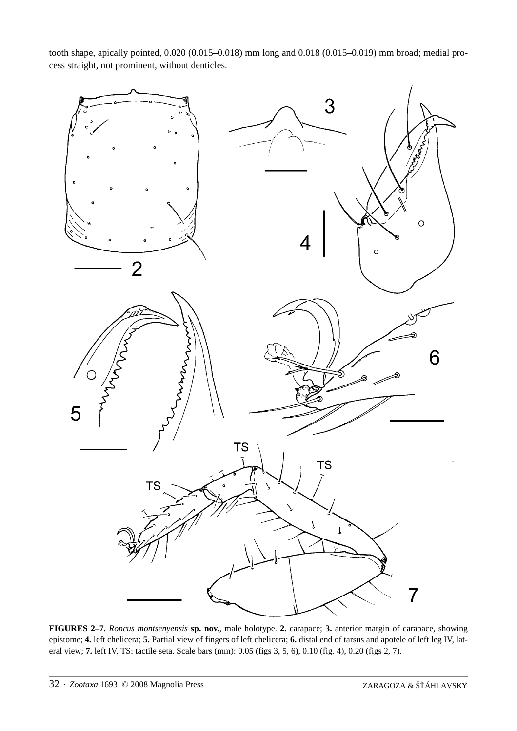tooth shape, apically pointed, 0.020 (0.015–0.018) mm long and 0.018 (0.015–0.019) mm broad; medial process straight, not prominent, without denticles.

**FIGURES 2–7.** *Roncus montsenyensis* **sp. nov.**, male holotype. **2.** carapace; **3.** anterior margin of carapace, showing epistome; **4.** left chelicera; **5.** Partial view of fingers of left chelicera; **6.** distal end of tarsus and apotele of left leg IV, lateral view; **7.** left IV, TS: tactile seta. Scale bars (mm): 0.05 (figs 3, 5, 6), 0.10 (fig. 4), 0.20 (figs 2, 7).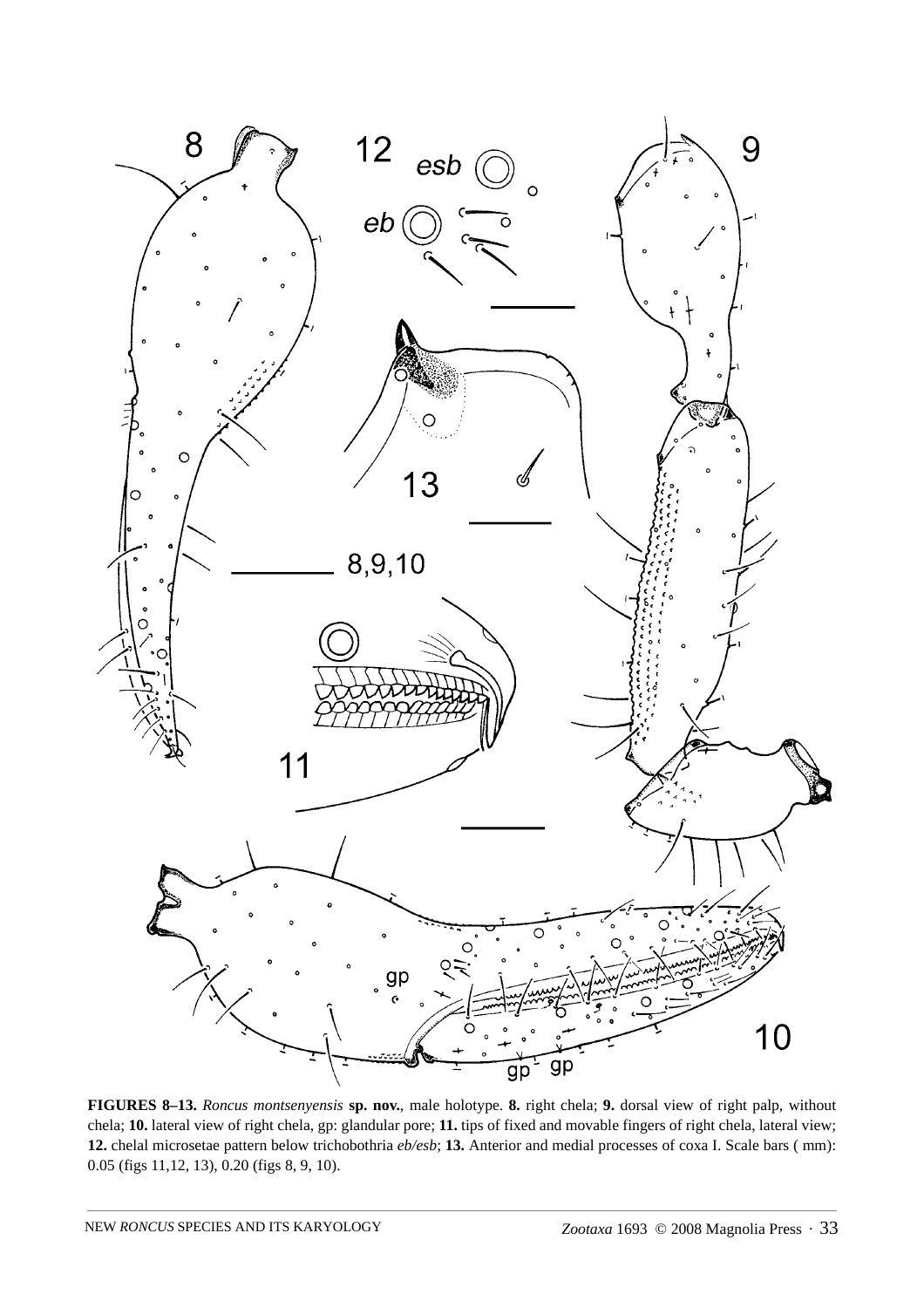**FIGURES 8–13.** *Roncus montsenyensis* **sp. nov.**, male holotype. **8.** right chela; **9.** dorsal view of right palp, without chela; **10.** lateral view of right chela, gp: glandular pore; **11.** tips of fixed and movable fingers of right chela, lateral view; **12.** chelal microsetae pattern below trichobothria *eb/esb*; **13.** Anterior and medial processes of coxa I. Scale bars ( mm): 0.05 (figs 11,12, 13), 0.20 (figs 8, 9, 10).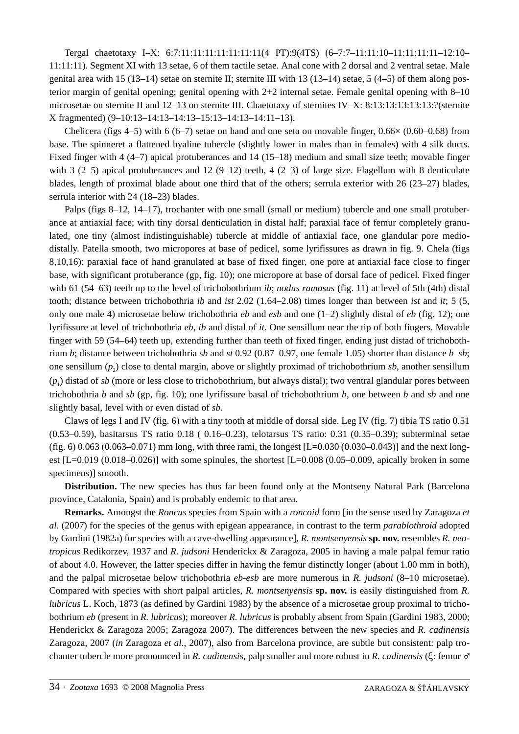Tergal chaetotaxy I–X: 6:7:11:11:11:11:11:11:11:11(4 PT):9(4TS) (6–7:7–11:11:10–11:11:11:11–12:10–11:11:11). Segment XI with 13 setae, 6 of them tactile setae. Anal cone with 2 dorsal and 2 ventral setae. Male genital area with 15 (13–14) setae on sternite II; sternite III with 13 (13–14) setae, 5 (4–5) of them along posterior margin of genital opening; genital opening with 2+2 internal setae. Female genital opening with 8–10 microsetae on sternite II and 12–13 on sternite III. Chaetotaxy of sternites IV–X: 8:13:13:13:13:13:?(sternite X fragmented) (9–10:13–14:13–14:13–15:13–14:13–14:11–13).

Chelicera (figs 4–5) with 6 (6–7) setae on hand and one seta on movable finger, 0.66× (0.60–0.68) from base. The spinneret a flattened hyaline tubercle (slightly lower in males than in females) with 4 silk ducts. Fixed finger with 4 (4–7) apical protuberances and 14 (15–18) medium and small size teeth; movable finger with 3 (2–5) apical protuberances and 12 (9–12) teeth, 4 (2–3) of large size. Flagellum with 8 denticulate blades, length of proximal blade about one third that of the others; serrula exterior with 26 (23–27) blades, serrula interior with 24 (18–23) blades.

Palps (figs 8–12, 14–17), trochanter with one small (small or medium) tubercle and one small protuberance at antiaxial face; with tiny dorsal denticulation in distal half; paraxial face of femur completely granulated, one tiny (almost indistinguishable) tubercle at middle of antiaxial face, one glandular pore mediodistally. Patella smooth, two micropores at base of pedicel, some lyrifissures as drawn in fig. 9. Chela (figs 8,10,16): paraxial face of hand granulated at base of fixed finger, one pore at antiaxial face close to finger base, with significant protuberance (gp, fig. 10); one micropore at base of dorsal face of pedicel. Fixed finger with 61 (54–63) teeth up to the level of trichobothrium *ib*; *nodus ramosus* (fig. 11) at level of 5th (4th) distal tooth; distance between trichobothria *ib* and *ist* 2.02 (1.64–2.08) times longer than between *ist* and *it*; 5 (5, only one male 4) microsetae below trichobothria *eb* and *esb* and one (1–2) slightly distal of *eb* (fig. 12); one lyrifissure at level of trichobothria *eb*, *ib* and distal of *it*. One sensillum near the tip of both fingers. Movable finger with 59 (54–64) teeth up, extending further than teeth of fixed finger, ending just distad of trichobothrium *b*; distance between trichobothria s*b* and *st* 0.92 (0.87–0.97, one female 1.05) shorter than distance *b*–*sb*; one sensillum ($p_2$) close to dental margin, above or slightly proximad of trichobothrium *sb*, another sensillum ($p_1$) distad of *sb* (more or less close to trichobothrium, but always distal); two ventral glandular pores between trichobothria *b* and *sb* (gp, fig. 10); one lyrifissure basal of trichobothrium *b*, one between *b* and *sb* and one slightly basal, level with or even distad of *sb*.

Claws of legs I and IV (fig. 6) with a tiny tooth at middle of dorsal side. Leg IV (fig. 7) tibia TS ratio 0.51 (0.53–0.59), basitarsus TS ratio 0.18 ( 0.16–0.23), telotarsus TS ratio: 0.31 (0.35–0.39); subterminal setae (fig. 6) 0.063 (0.063–0.071) mm long, with three rami, the longest [L=0.030 (0.030–0.043)] and the next longest [L=0.019 (0.018–0.026)] with some spinules, the shortest [L=0.008 (0.05–0.009, apically broken in some specimens)] smooth.

**Distribution.** The new species has thus far been found only at the Montseny Natural Park (Barcelona province, Catalonia, Spain) and is probably endemic to that area.

**Remarks.** Amongst the *Roncus* species from Spain with a *roncoid* form [in the sense used by Zaragoza *et al.* (2007) for the species of the genus with epigean appearance, in contrast to the term *parablothroid* adopted by Gardini (1982a) for species with a cave-dwelling appearance], *R. montsenyensis* **sp. nov.** resembles *R. neotropicus* Redikorzev, 1937 and *R. judsoni* Henderickx & Zaragoza, 2005 in having a male palpal femur ratio of about 4.0. However, the latter species differ in having the femur distinctly longer (about 1.00 mm in both), and the palpal microsetae below trichobothria *eb-esb* are more numerous in *R. judsoni* (8–10 microsetae). Compared with species with short palpal articles, *R. montsenyensis* **sp. nov.** is easily distinguished from *R. lubricus* L. Koch, 1873 (as defined by Gardini 1983) by the absence of a microsetae group proximal to trichobothrium *eb* (present in *R. lubricus*); moreover *R. lubricus* is probably absent from Spain (Gardini 1983, 2000; Henderickx & Zaragoza 2005; Zaragoza 2007). The differences between the new species and *R. cadinensis* Zaragoza, 2007 (*in* Zaragoza *et al*., 2007), also from Barcelona province, are subtle but consistent: palp trochanter tubercle more pronounced in *R. cadinensis*, palp smaller and more robust in *R. cadinensis* (ξ: femur ♂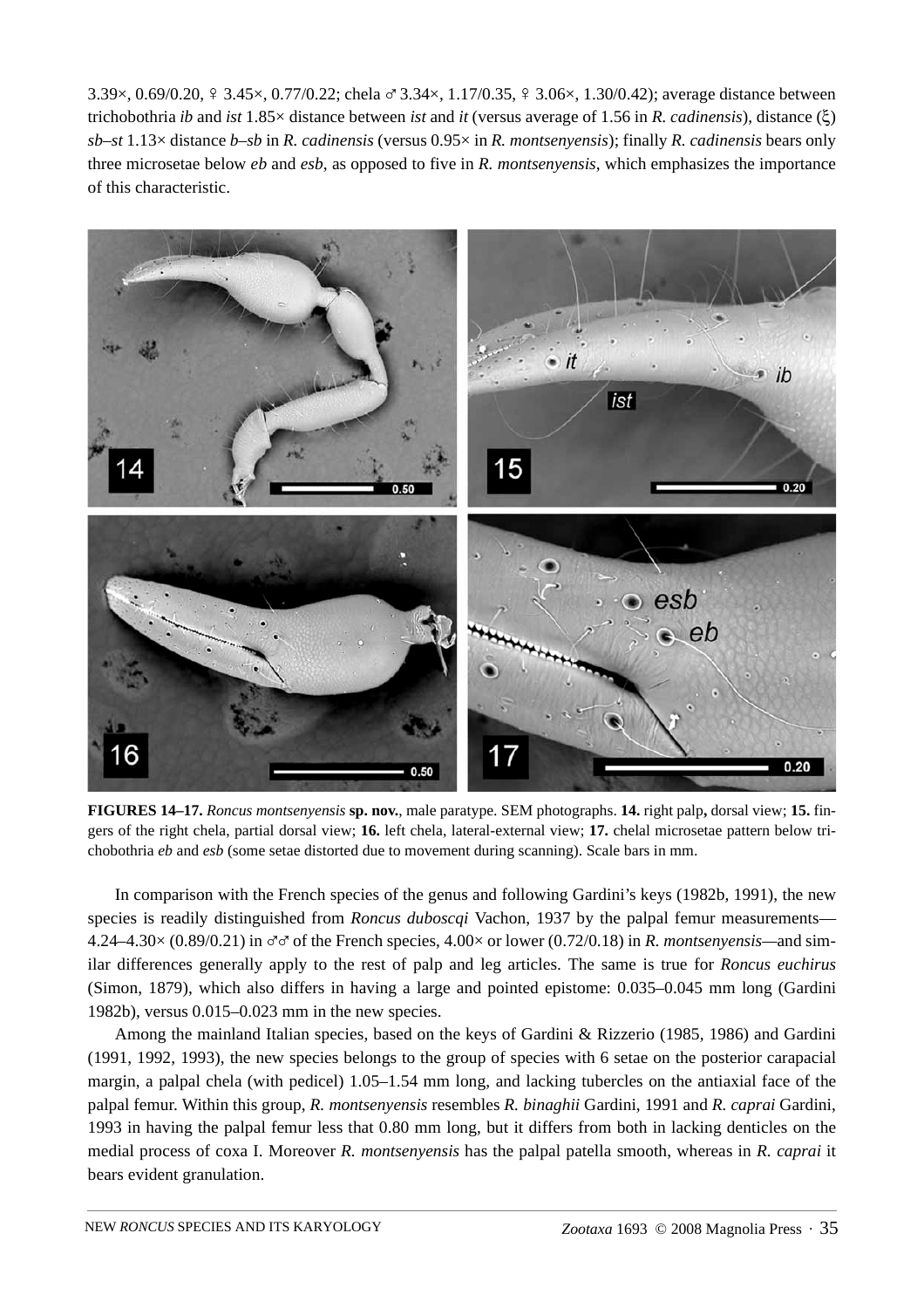3.39×, 0.69/0.20, ♀ 3.45×, 0.77/0.22; chela ♂ 3.34×, 1.17/0.35, ♀ 3.06×, 1.30/0.42); average distance between trichobothria *ib* and *ist* 1.85× distance between *ist* and *it* (versus average of 1.56 in *R. cadinensis*), distance (ξ) *sb–st* 1.13× distance *b–sb* in *R. cadinensis* (versus 0.95× in *R. montsenyensis*); finally *R. cadinensis* bears only three microsetae below *eb* and *esb*, as opposed to five in *R. montsenyensis*, which emphasizes the importance of this characteristic.

**FIGURES 14–17.** *Roncus montsenyensis* **sp. nov.**, male paratype. SEM photographs. **14.** right palp**,** dorsal view; **15.** fingers of the right chela, partial dorsal view; **16.** left chela, lateral-external view; **17.** chelal microsetae pattern below trichobothria *eb* and *esb* (some setae distorted due to movement during scanning). Scale bars in mm.

In comparison with the French species of the genus and following Gardini's keys (1982b, 1991), the new species is readily distinguished from *Roncus duboscqi* Vachon, 1937 by the palpal femur measurements—4.24–4.30× (0.89/0.21) in ♂♂ of the French species, 4.00× or lower (0.72/0.18) in *R. montsenyensis*—and similar differences generally apply to the rest of palp and leg articles. The same is true for *Roncus euchirus* (Simon, 1879), which also differs in having a large and pointed epistome: 0.035–0.045 mm long (Gardini 1982b), versus 0.015–0.023 mm in the new species.

Among the mainland Italian species, based on the keys of Gardini & Rizzerio (1985, 1986) and Gardini (1991, 1992, 1993), the new species belongs to the group of species with 6 setae on the posterior carapacial margin, a palpal chela (with pedicel) 1.05–1.54 mm long, and lacking tubercles on the antiaxial face of the palpal femur. Within this group, *R. montsenyensis* resembles *R. binaghii* Gardini, 1991 and *R. caprai* Gardini, 1993 in having the palpal femur less that 0.80 mm long, but it differs from both in lacking denticles on the medial process of coxa I. Moreover *R. montsenyensis* has the palpal patella smooth, whereas in *R. caprai* it bears evident granulation.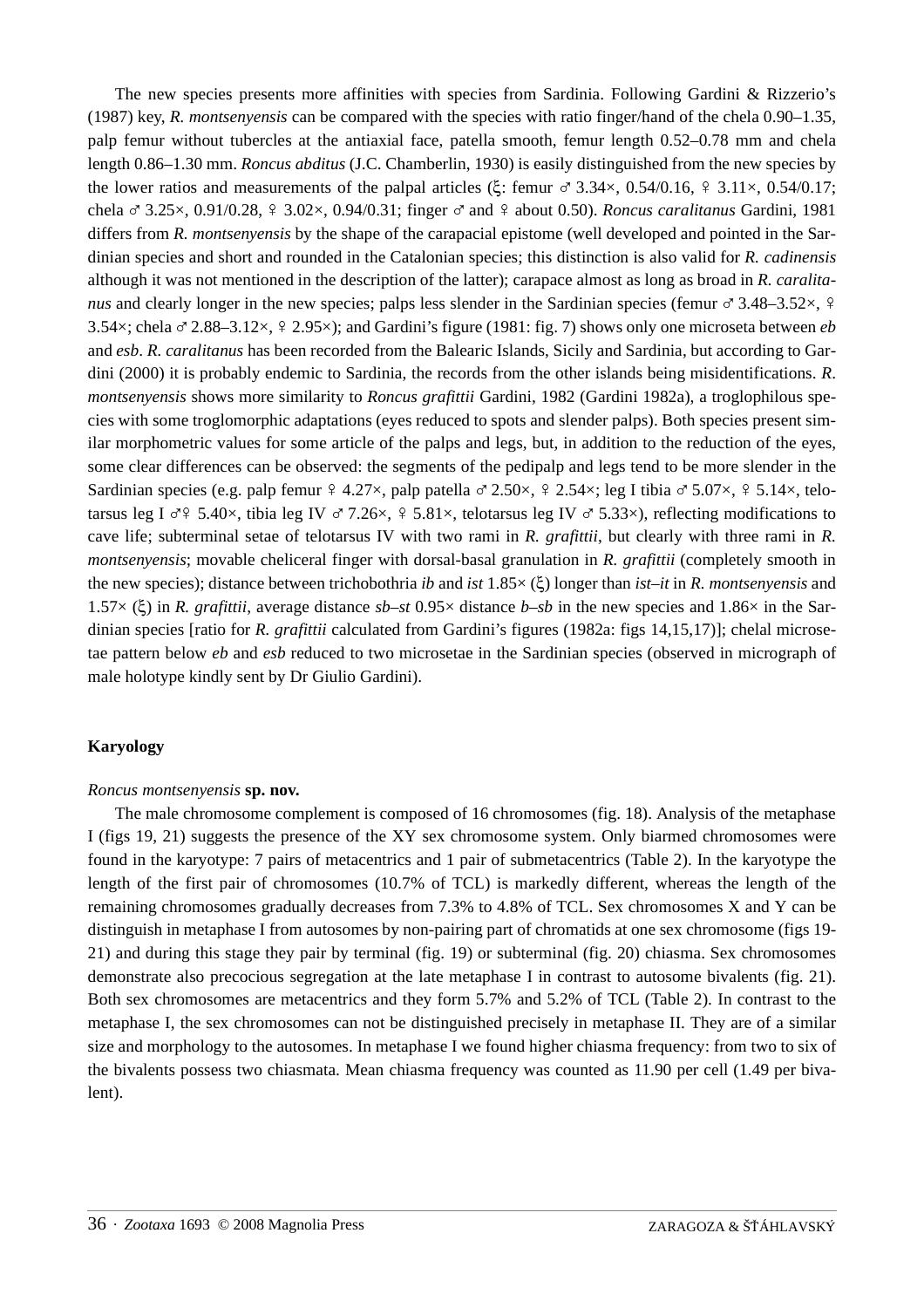The new species presents more affinities with species from Sardinia. Following Gardini & Rizzerio's (1987) key, *R. montsenyensis* can be compared with the species with ratio finger/hand of the chela 0.90–1.35, palp femur without tubercles at the antiaxial face, patella smooth, femur length 0.52–0.78 mm and chela length 0.86–1.30 mm. *Roncus abditus* (J.C. Chamberlin, 1930) is easily distinguished from the new species by the lower ratios and measurements of the palpal articles (ξ: femur ♂ 3.34×, 0.54/0.16, ♀ 3.11×, 0.54/0.17; chela ♂ 3.25×, 0.91/0.28, ♀ 3.02×, 0.94/0.31; finger ♂ and ♀ about 0.50). *Roncus caralitanus* Gardini, 1981 differs from *R. montsenyensis* by the shape of the carapacial epistome (well developed and pointed in the Sardinian species and short and rounded in the Catalonian species; this distinction is also valid for *R. cadinensis* although it was not mentioned in the description of the latter); carapace almost as long as broad in *R. caralitanus* and clearly longer in the new species; palps less slender in the Sardinian species (femur ♂ 3.48–3.52×, ♀ 3.54×; chela ♂ 2.88–3.12×, ♀ 2.95×); and Gardini's figure (1981: fig. 7) shows only one microseta between *eb* and *esb*. *R. caralitanus* has been recorded from the Balearic Islands, Sicily and Sardinia, but according to Gardini (2000) it is probably endemic to Sardinia, the records from the other islands being misidentifications. *R. montsenyensis* shows more similarity to *Roncus grafittii* Gardini, 1982 (Gardini 1982a), a troglophilous species with some troglomorphic adaptations (eyes reduced to spots and slender palps). Both species present similar morphometric values for some article of the palps and legs, but, in addition to the reduction of the eyes, some clear differences can be observed: the segments of the pedipalp and legs tend to be more slender in the Sardinian species (e.g. palp femur ♀ 4.27×, palp patella ♂ 2.50×, ♀ 2.54×; leg I tibia ♂ 5.07×, ♀ 5.14×, telotarsus leg I ♂♀ 5.40×, tibia leg IV ♂ 7.26×, ♀ 5.81×, telotarsus leg IV ♂ 5.33×), reflecting modifications to cave life; subterminal setae of telotarsus IV with two rami in *R. grafittii*, but clearly with three rami in *R. montsenyensis*; movable cheliceral finger with dorsal-basal granulation in *R. grafittii* (completely smooth in the new species); distance between trichobothria *ib* and *ist* 1.85× (ξ) longer than *ist–it* in *R. montsenyensis* and 1.57× (ξ) in *R. grafittii*, average distance *sb–st* 0.95× distance *b–sb* in the new species and 1.86× in the Sardinian species [ratio for *R. grafittii* calculated from Gardini's figures (1982a: figs 14,15,17)]; chelal microsetae pattern below *eb* and *esb* reduced to two microsetae in the Sardinian species (observed in micrograph of male holotype kindly sent by Dr Giulio Gardini).

## Karyology

*Roncus montsenyensis* **sp. nov.**

The male chromosome complement is composed of 16 chromosomes (fig. 18). Analysis of the metaphase I (figs 19, 21) suggests the presence of the XY sex chromosome system. Only biarmed chromosomes were found in the karyotype: 7 pairs of metacentrics and 1 pair of submetacentrics (Table 2). In the karyotype the length of the first pair of chromosomes (10.7% of TCL) is markedly different, whereas the length of the remaining chromosomes gradually decreases from 7.3% to 4.8% of TCL. Sex chromosomes X and Y can be distinguish in metaphase I from autosomes by non-pairing part of chromatids at one sex chromosome (figs 19-21) and during this stage they pair by terminal (fig. 19) or subterminal (fig. 20) chiasma. Sex chromosomes demonstrate also precocious segregation at the late metaphase I in contrast to autosome bivalents (fig. 21). Both sex chromosomes are metacentrics and they form 5.7% and 5.2% of TCL (Table 2). In contrast to the metaphase I, the sex chromosomes can not be distinguished precisely in metaphase II. They are of a similar size and morphology to the autosomes. In metaphase I we found higher chiasma frequency: from two to six of the bivalents possess two chiasmata. Mean chiasma frequency was counted as 11.90 per cell (1.49 per bivalent).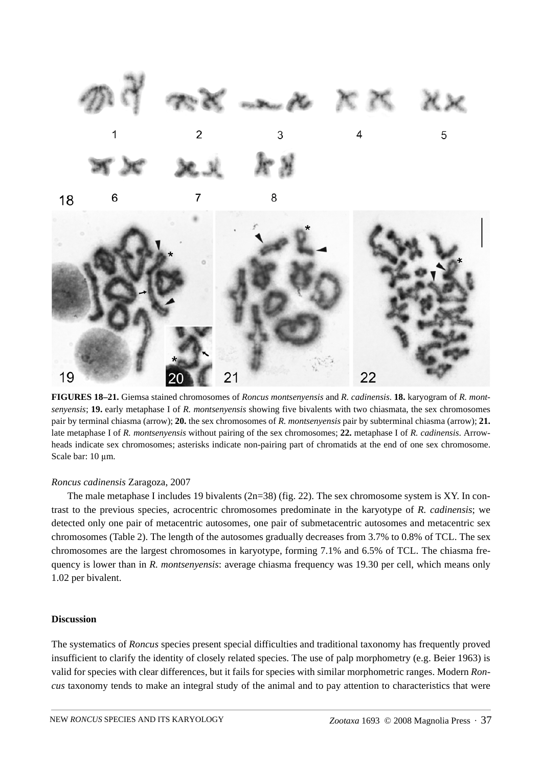**FIGURES 18–21.** Giemsa stained chromosomes of *Roncus montsenyensis* and *R. cadinensis*. **18.** karyogram of *R. montsenyensis*; **19.** early metaphase I of *R. montsenyensis* showing five bivalents with two chiasmata, the sex chromosomes pair by terminal chiasma (arrow); **20.** the sex chromosomes of *R. montsenyensis* pair by subterminal chiasma (arrow); **21.** late metaphase I of *R. montsenyensis* without pairing of the sex chromosomes; **22.** metaphase I of *R. cadinensis*. Arrowheads indicate sex chromosomes; asterisks indicate non-pairing part of chromatids at the end of one sex chromosome. Scale bar: 10 µm.

*Roncus cadinensis* Zaragoza, 2007

The male metaphase I includes 19 bivalents (2n=38) (fig. 22). The sex chromosome system is XY. In contrast to the previous species, acrocentric chromosomes predominate in the karyotype of *R. cadinensis*; we detected only one pair of metacentric autosomes, one pair of submetacentric autosomes and metacentric sex chromosomes (Table 2). The length of the autosomes gradually decreases from 3.7% to 0.8% of TCL. The sex chromosomes are the largest chromosomes in karyotype, forming 7.1% and 6.5% of TCL. The chiasma frequency is lower than in *R. montsenyensis*: average chiasma frequency was 19.30 per cell, which means only 1.02 per bivalent.

## Discussion

The systematics of *Roncus* species present special difficulties and traditional taxonomy has frequently proved insufficient to clarify the identity of closely related species. The use of palp morphometry (e.g. Beier 1963) is valid for species with clear differences, but it fails for species with similar morphometric ranges. Modern *Roncus* taxonomy tends to make an integral study of the animal and to pay attention to characteristics that were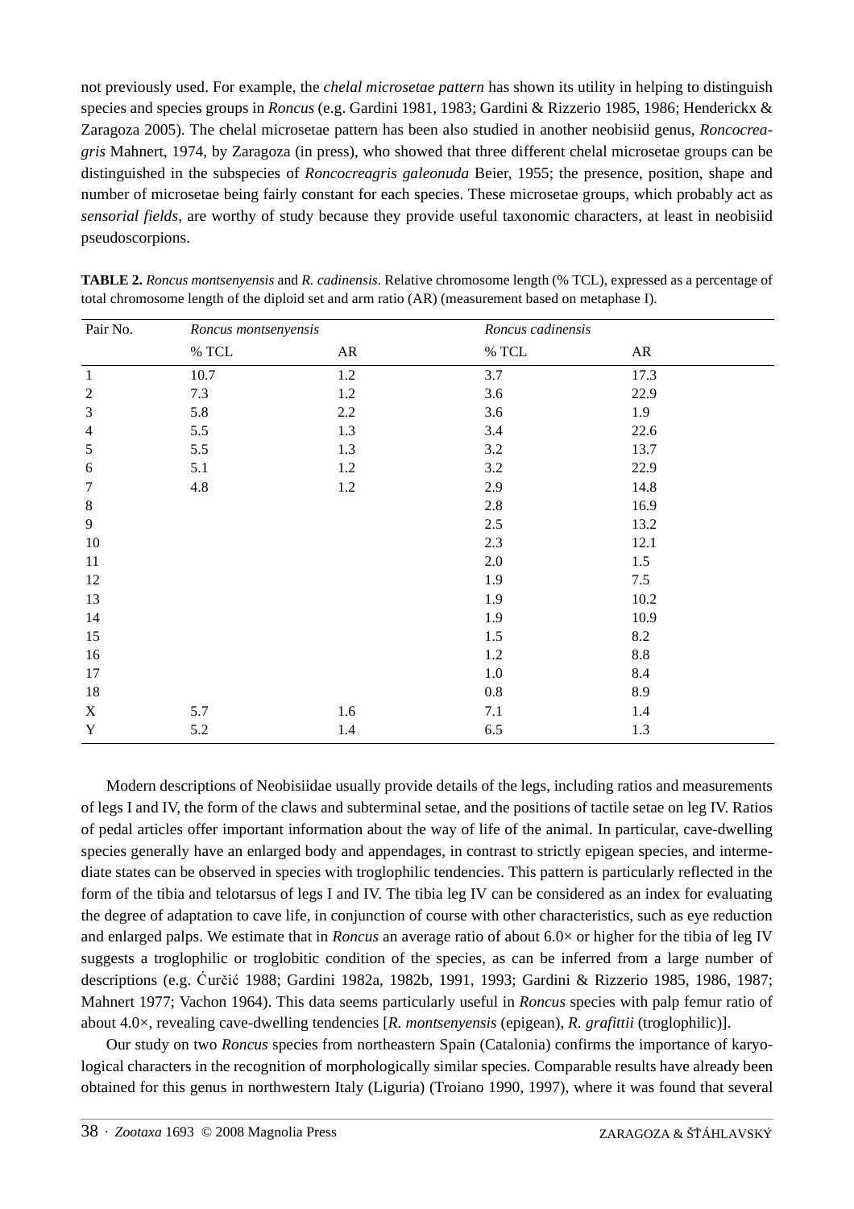not previously used. For example, the *chelal microsetae pattern* has shown its utility in helping to distinguish species and species groups in *Roncus* (e.g. Gardini 1981, 1983; Gardini & Rizzerio 1985, 1986; Henderickx & Zaragoza 2005). The chelal microsetae pattern has been also studied in another neobisiid genus, *Roncocreagris* Mahnert, 1974, by Zaragoza (in press), who showed that three different chelal microsetae groups can be distinguished in the subspecies of *Roncocreagris galeonuda* Beier, 1955; the presence, position, shape and number of microsetae being fairly constant for each species. These microsetae groups, which probably act as *sensorial fields*, are worthy of study because they provide useful taxonomic characters, at least in neobisiid pseudoscorpions.

**TABLE 2.** *Roncus montsenyensis* and *R. cadinensis*. Relative chromosome length (% TCL), expressed as a percentage of total chromosome length of the diploid set and arm ratio (AR) (measurement based on metaphase I).

| Pair No. | *Roncus montsenyensis* | | *Roncus cadinensis* | |
|---|---|---|---|---|
| | % TCL | AR | % TCL | AR |
| 1 | 10.7 | 1.2 | 3.7 | 17.3 |
| 2 | 7.3 | 1.2 | 3.6 | 22.9 |
| 3 | 5.8 | 2.2 | 3.6 | 1.9 |
| 4 | 5.5 | 1.3 | 3.4 | 22.6 |
| 5 | 5.5 | 1.3 | 3.2 | 13.7 |
| 6 | 5.1 | 1.2 | 3.2 | 22.9 |
| 7 | 4.8 | 1.2 | 2.9 | 14.8 |
| 8 | | | 2.8 | 16.9 |
| 9 | | | 2.5 | 13.2 |
| 10 | | | 2.3 | 12.1 |
| 11 | | | 2.0 | 1.5 |
| 12 | | | 1.9 | 7.5 |
| 13 | | | 1.9 | 10.2 |
| 14 | | | 1.9 | 10.9 |
| 15 | | | 1.5 | 8.2 |
| 16 | | | 1.2 | 8.8 |
| 17 | | | 1.0 | 8.4 |
| 18 | | | 0.8 | 8.9 |
| X | 5.7 | 1.6 | 7.1 | 1.4 |
| Y | 5.2 | 1.4 | 6.5 | 1.3 |

Modern descriptions of Neobisiidae usually provide details of the legs, including ratios and measurements of legs I and IV, the form of the claws and subterminal setae, and the positions of tactile setae on leg IV. Ratios of pedal articles offer important information about the way of life of the animal. In particular, cave-dwelling species generally have an enlarged body and appendages, in contrast to strictly epigean species, and intermediate states can be observed in species with troglophilic tendencies. This pattern is particularly reflected in the form of the tibia and telotarsus of legs I and IV. The tibia leg IV can be considered as an index for evaluating the degree of adaptation to cave life, in conjunction of course with other characteristics, such as eye reduction and enlarged palps. We estimate that in *Roncus* an average ratio of about 6.0× or higher for the tibia of leg IV suggests a troglophilic or troglobitic condition of the species, as can be inferred from a large number of descriptions (e.g. Ćurčić 1988; Gardini 1982a, 1982b, 1991, 1993; Gardini & Rizzerio 1985, 1986, 1987; Mahnert 1977; Vachon 1964). This data seems particularly useful in *Roncus* species with palp femur ratio of about 4.0×, revealing cave-dwelling tendencies [*R. montsenyensis* (epigean), *R. grafittii* (troglophilic)].

Our study on two *Roncus* species from northeastern Spain (Catalonia) confirms the importance of karyological characters in the recognition of morphologically similar species. Comparable results have already been obtained for this genus in northwestern Italy (Liguria) (Troiano 1990, 1997), where it was found that several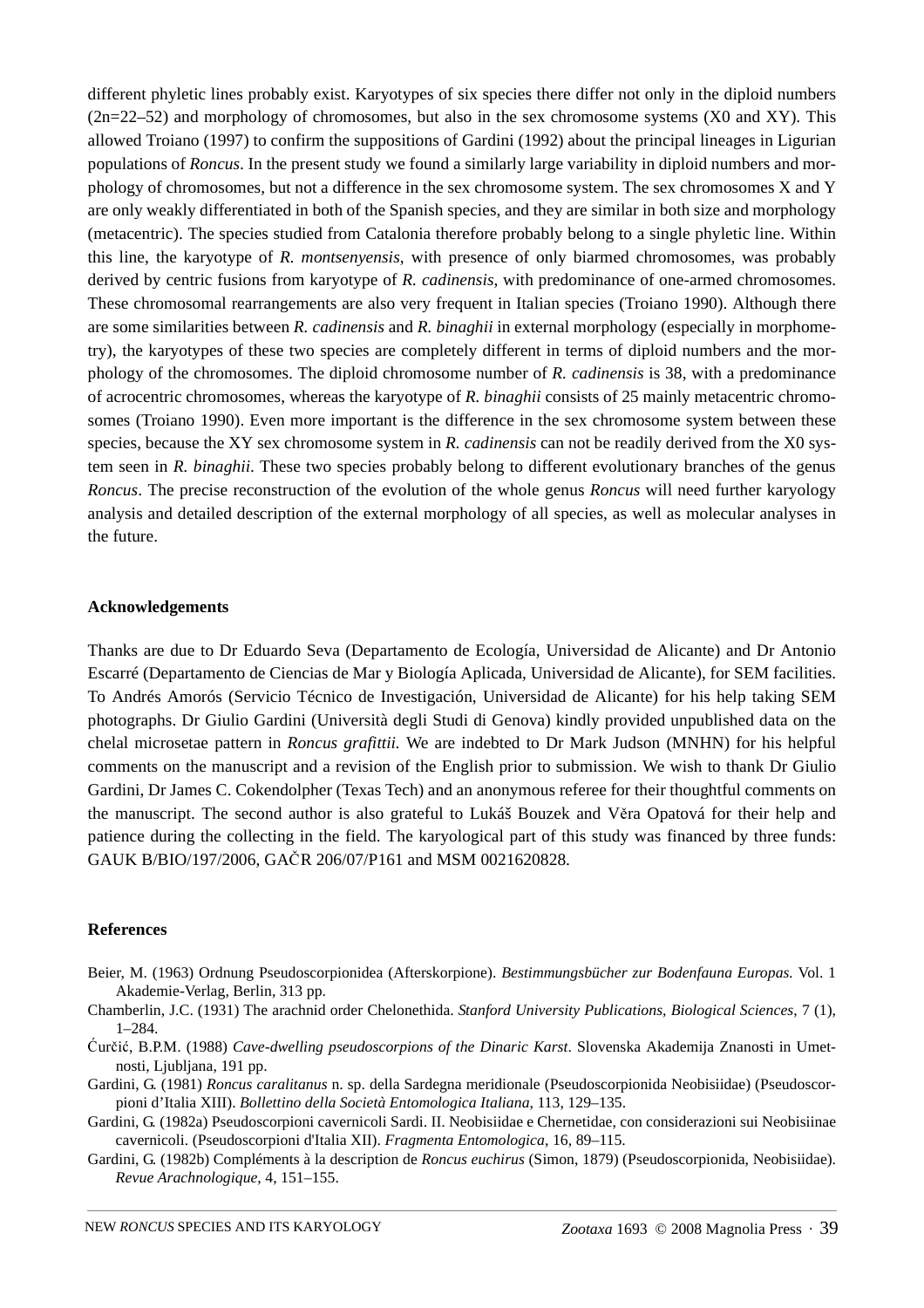different phyletic lines probably exist. Karyotypes of six species there differ not only in the diploid numbers (2n=22–52) and morphology of chromosomes, but also in the sex chromosome systems (X0 and XY). This allowed Troiano (1997) to confirm the suppositions of Gardini (1992) about the principal lineages in Ligurian populations of *Roncus*. In the present study we found a similarly large variability in diploid numbers and morphology of chromosomes, but not a difference in the sex chromosome system. The sex chromosomes X and Y are only weakly differentiated in both of the Spanish species, and they are similar in both size and morphology (metacentric). The species studied from Catalonia therefore probably belong to a single phyletic line. Within this line, the karyotype of *R. montsenyensis*, with presence of only biarmed chromosomes, was probably derived by centric fusions from karyotype of *R. cadinensis*, with predominance of one-armed chromosomes. These chromosomal rearrangements are also very frequent in Italian species (Troiano 1990). Although there are some similarities between *R. cadinensis* and *R. binaghii* in external morphology (especially in morphometry), the karyotypes of these two species are completely different in terms of diploid numbers and the morphology of the chromosomes. The diploid chromosome number of *R. cadinensis* is 38, with a predominance of acrocentric chromosomes, whereas the karyotype of *R. binaghii* consists of 25 mainly metacentric chromosomes (Troiano 1990). Even more important is the difference in the sex chromosome system between these species, because the XY sex chromosome system in *R. cadinensis* can not be readily derived from the X0 system seen in *R. binaghii*. These two species probably belong to different evolutionary branches of the genus *Roncus*. The precise reconstruction of the evolution of the whole genus *Roncus* will need further karyology analysis and detailed description of the external morphology of all species, as well as molecular analyses in the future.

## Acknowledgements

Thanks are due to Dr Eduardo Seva (Departamento de Ecología, Universidad de Alicante) and Dr Antonio Escarré (Departamento de Ciencias de Mar y Biología Aplicada, Universidad de Alicante), for SEM facilities. To Andrés Amorós (Servicio Técnico de Investigación, Universidad de Alicante) for his help taking SEM photographs. Dr Giulio Gardini (Università degli Studi di Genova) kindly provided unpublished data on the chelal microsetae pattern in *Roncus grafittii.* We are indebted to Dr Mark Judson (MNHN) for his helpful comments on the manuscript and a revision of the English prior to submission. We wish to thank Dr Giulio Gardini, Dr James C. Cokendolpher (Texas Tech) and an anonymous referee for their thoughtful comments on the manuscript. The second author is also grateful to Lukáš Bouzek and Věra Opatová for their help and patience during the collecting in the field. The karyological part of this study was financed by three funds: GAUK B/BIO/197/2006, GAČR 206/07/P161 and MSM 0021620828.

## References

Beier, M. (1963) Ordnung Pseudoscorpionidea (Afterskorpione). *Bestimmungsbücher zur Bodenfauna Europas.* Vol. 1 Akademie-Verlag, Berlin, 313 pp.

Chamberlin, J.C. (1931) The arachnid order Chelonethida. *Stanford University Publications, Biological Sciences*, 7 (1), 1–284.

Ćurčić, B.P.M. (1988) *Cave-dwelling pseudoscorpions of the Dinaric Karst*. Slovenska Akademija Znanosti in Umetnosti, Ljubljana, 191 pp.

Gardini, G. (1981) *Roncus caralitanus* n. sp. della Sardegna meridionale (Pseudoscorpionida Neobisiidae) (Pseudoscorpioni d'Italia XIII). *Bollettino della Società Entomologica Italiana*, 113, 129–135.

Gardini, G. (1982a) Pseudoscorpioni cavernicoli Sardi. II. Neobisiidae e Chernetidae, con considerazioni sui Neobisiinae cavernicoli. (Pseudoscorpioni d'Italia XII). *Fragmenta Entomologica*, 16, 89–115.

Gardini, G. (1982b) Compléments à la description de *Roncus euchirus* (Simon, 1879) (Pseudoscorpionida, Neobisiidae). *Revue Arachnologique*, 4, 151–155.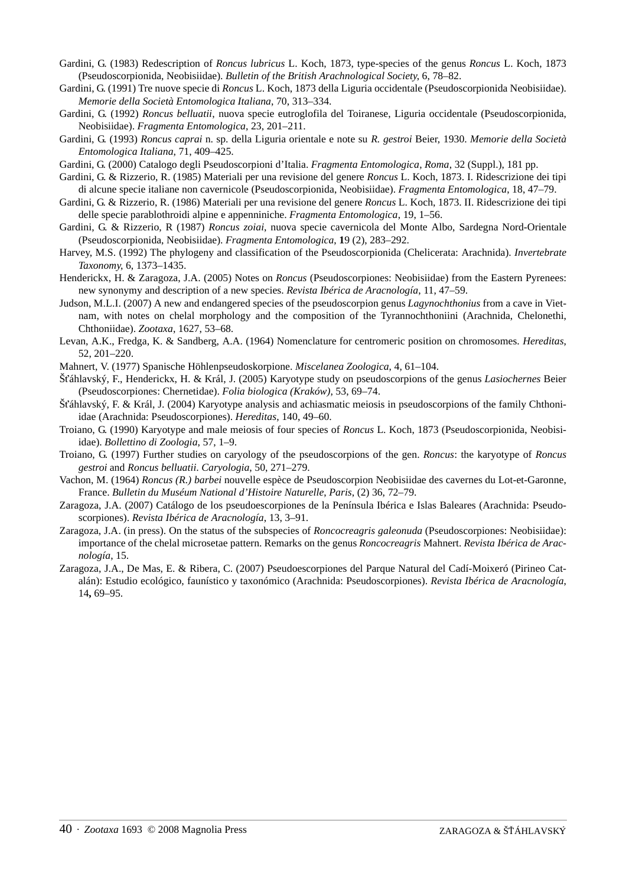Gardini, G. (1983) Redescription of *Roncus lubricus* L. Koch, 1873, type-species of the genus *Roncus* L. Koch, 1873 (Pseudoscorpionida, Neobisiidae). *Bulletin of the British Arachnological Society*, 6, 78–82.

Gardini, G. (1991) Tre nuove specie di *Roncus* L. Koch, 1873 della Liguria occidentale (Pseudoscorpionida Neobisiidae). *Memorie della Società Entomologica Italiana*, 70, 313–334.

Gardini, G. (1992) *Roncus belluatii*, nuova specie eutroglofila del Toiranese, Liguria occidentale (Pseudoscorpionida, Neobisiidae). *Fragmenta Entomologica*, 23, 201–211.

Gardini, G. (1993) *Roncus caprai* n. sp. della Liguria orientale e note su *R. gestroi* Beier, 1930. *Memorie della Società Entomologica Italiana*, 71, 409–425.

Gardini, G. (2000) Catalogo degli Pseudoscorpioni d'Italia. *Fragmenta Entomologica, Roma*, 32 (Suppl.), 181 pp.

Gardini, G. & Rizzerio, R. (1985) Materiali per una revisione del genere *Roncus* L. Koch, 1873. I. Ridescrizione dei tipi di alcune specie italiane non cavernicole (Pseudoscorpionida, Neobisiidae). *Fragmenta Entomologica*, 18, 47–79.

Gardini, G. & Rizzerio, R. (1986) Materiali per una revisione del genere *Roncus* L. Koch, 1873. II. Ridescrizione dei tipi delle specie parablothroidi alpine e appenniniche. *Fragmenta Entomologica*, 19, 1–56.

Gardini, G. & Rizzerio, R (1987) *Roncus zoiai*, nuova specie cavernicola del Monte Albo, Sardegna Nord-Orientale (Pseudoscorpionida, Neobisiidae). *Fragmenta Entomologica*, **1**9 (2), 283–292.

Harvey, M.S. (1992) The phylogeny and classification of the Pseudoscorpionida (Chelicerata: Arachnida). *Invertebrate Taxonomy*, 6, 1373–1435.

Henderickx, H. & Zaragoza, J.A. (2005) Notes on *Roncus* (Pseudoscorpiones: Neobisiidae) from the Eastern Pyrenees: new synonymy and description of a new species. *Revista Ibérica de Aracnología*, 11, 47–59.

Judson, M.L.I. (2007) A new and endangered species of the pseudoscorpion genus *Lagynochthonius* from a cave in Vietnam, with notes on chelal morphology and the composition of the Tyrannochthoniini (Arachnida, Chelonethi, Chthoniidae). *Zootaxa*, 1627, 53–68.

Levan, A.K., Fredga, K. & Sandberg, A.A. (1964) Nomenclature for centromeric position on chromosomes. *Hereditas*, 52, 201–220.

Mahnert, V. (1977) Spanische Höhlenpseudoskorpione. *Miscelanea Zoologica*, 4, 61–104.

Šťáhlavský, F., Henderickx, H. & Král, J. (2005) Karyotype study on pseudoscorpions of the genus *Lasiochernes* Beier (Pseudoscorpiones: Chernetidae). *Folia biologica (Kraków)*, 53, 69–74.

Šťáhlavský, F. & Král, J. (2004) Karyotype analysis and achiasmatic meiosis in pseudoscorpions of the family Chthoniidae (Arachnida: Pseudoscorpiones). *Hereditas*, 140, 49–60.

Troiano, G. (1990) Karyotype and male meiosis of four species of *Roncus* L. Koch, 1873 (Pseudoscorpionida, Neobisiidae). *Bollettino di Zoologia*, 57, 1–9.

Troiano, G. (1997) Further studies on caryology of the pseudoscorpions of the gen. *Roncus*: the karyotype of *Roncus gestroi* and *Roncus belluatii*. *Caryologia*, 50, 271–279.

Vachon, M. (1964) *Roncus (R.) barbei* nouvelle espèce de Pseudoscorpion Neobisiidae des cavernes du Lot-et-Garonne, France. *Bulletin du Muséum National d'Histoire Naturelle, Paris*, (2) 36, 72–79.

Zaragoza, J.A. (2007) Catálogo de los pseudoescorpiones de la Península Ibérica e Islas Baleares (Arachnida: Pseudoscorpiones). *Revista Ibérica de Aracnología*, 13, 3–91.

Zaragoza, J.A. (in press). On the status of the subspecies of *Roncocreagris galeonuda* (Pseudoscorpiones: Neobisiidae): importance of the chelal microsetae pattern. Remarks on the genus *Roncocreagris* Mahnert. *Revista Ibérica de Aracnología*, 15.

Zaragoza, J.A., De Mas, E. & Ribera, C. (2007) Pseudoescorpiones del Parque Natural del Cadí-Moixeró (Pirineo Catalán): Estudio ecológico, faunístico y taxonómico (Arachnida: Pseudoscorpiones). *Revista Ibérica de Aracnología*, 14**,** 69–95.